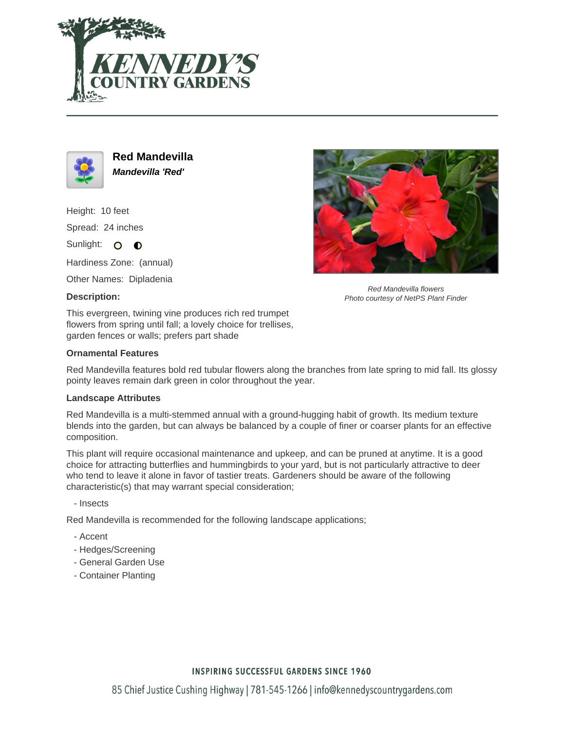# Red Mandevilla

***Mandevilla 'Red'***

Height: 10 feet

Spread: 24 inches

Sunlight:

Hardiness Zone: (annual)

Other Names: Dipladenia

Red Mandevilla flowers
Photo courtesy of NetPS Plant Finder

**Description:**

This evergreen, twining vine produces rich red trumpet flowers from spring until fall; a lovely choice for trellises, garden fences or walls; prefers part shade

**Ornamental Features**

Red Mandevilla features bold red tubular flowers along the branches from late spring to mid fall. Its glossy pointy leaves remain dark green in color throughout the year.

**Landscape Attributes**

Red Mandevilla is a multi-stemmed annual with a ground-hugging habit of growth. Its medium texture blends into the garden, but can always be balanced by a couple of finer or coarser plants for an effective composition.

This plant will require occasional maintenance and upkeep, and can be pruned at anytime. It is a good choice for attracting butterflies and hummingbirds to your yard, but is not particularly attractive to deer who tend to leave it alone in favor of tastier treats. Gardeners should be aware of the following characteristic(s) that may warrant special consideration;

- Insects

Red Mandevilla is recommended for the following landscape applications;

- Accent
- Hedges/Screening
- General Garden Use
- Container Planting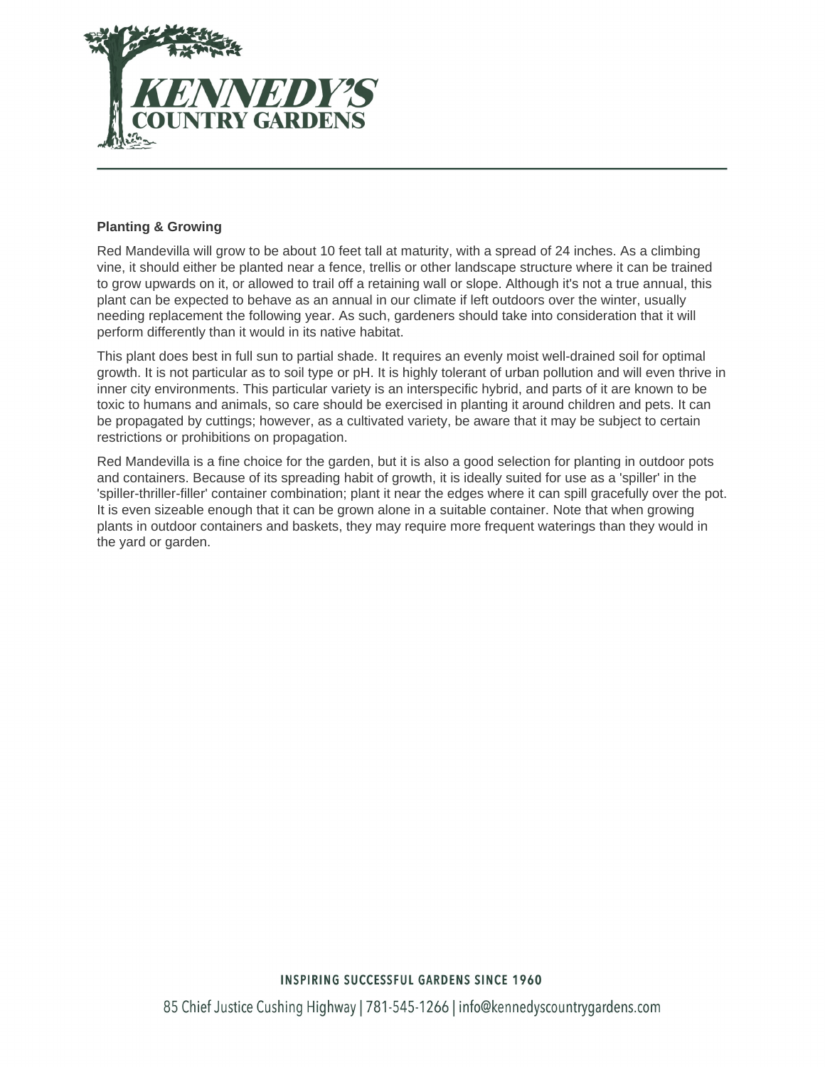**Planting & Growing**

Red Mandevilla will grow to be about 10 feet tall at maturity, with a spread of 24 inches. As a climbing vine, it should either be planted near a fence, trellis or other landscape structure where it can be trained to grow upwards on it, or allowed to trail off a retaining wall or slope. Although it's not a true annual, this plant can be expected to behave as an annual in our climate if left outdoors over the winter, usually needing replacement the following year. As such, gardeners should take into consideration that it will perform differently than it would in its native habitat.

This plant does best in full sun to partial shade. It requires an evenly moist well-drained soil for optimal growth. It is not particular as to soil type or pH. It is highly tolerant of urban pollution and will even thrive in inner city environments. This particular variety is an interspecific hybrid, and parts of it are known to be toxic to humans and animals, so care should be exercised in planting it around children and pets. It can be propagated by cuttings; however, as a cultivated variety, be aware that it may be subject to certain restrictions or prohibitions on propagation.

Red Mandevilla is a fine choice for the garden, but it is also a good selection for planting in outdoor pots and containers. Because of its spreading habit of growth, it is ideally suited for use as a 'spiller' in the 'spiller-thriller-filler' container combination; plant it near the edges where it can spill gracefully over the pot. It is even sizeable enough that it can be grown alone in a suitable container. Note that when growing plants in outdoor containers and baskets, they may require more frequent waterings than they would in the yard or garden.